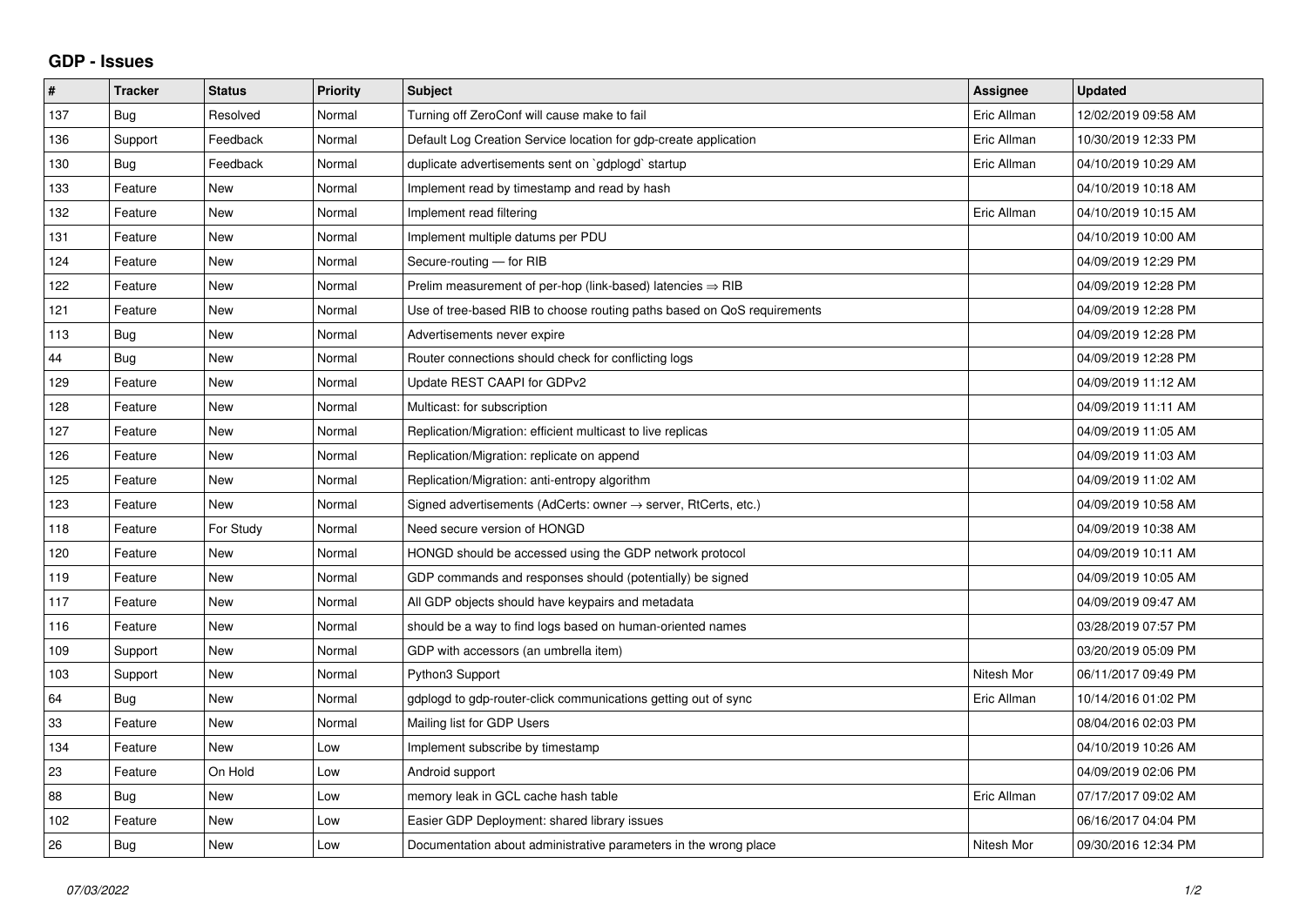## GDP - Issues

| # | Tracker | Status | Priority | Subject | Assignee | Updated |
|---|---|---|---|---|---|---|
| 137 | Bug | Resolved | Normal | Turning off ZeroConf will cause make to fail | Eric Allman | 12/02/2019 09:58 AM |
| 136 | Support | Feedback | Normal | Default Log Creation Service location for gdp-create application | Eric Allman | 10/30/2019 12:33 PM |
| 130 | Bug | Feedback | Normal | duplicate advertisements sent on `gdplogd` startup | Eric Allman | 04/10/2019 10:29 AM |
| 133 | Feature | New | Normal | Implement read by timestamp and read by hash | | 04/10/2019 10:18 AM |
| 132 | Feature | New | Normal | Implement read filtering | Eric Allman | 04/10/2019 10:15 AM |
| 131 | Feature | New | Normal | Implement multiple datums per PDU | | 04/10/2019 10:00 AM |
| 124 | Feature | New | Normal | Secure-routing — for RIB | | 04/09/2019 12:29 PM |
| 122 | Feature | New | Normal | Prelim measurement of per-hop (link-based) latencies ⇒ RIB | | 04/09/2019 12:28 PM |
| 121 | Feature | New | Normal | Use of tree-based RIB to choose routing paths based on QoS requirements | | 04/09/2019 12:28 PM |
| 113 | Bug | New | Normal | Advertisements never expire | | 04/09/2019 12:28 PM |
| 44 | Bug | New | Normal | Router connections should check for conflicting logs | | 04/09/2019 12:28 PM |
| 129 | Feature | New | Normal | Update REST CAAPI for GDPv2 | | 04/09/2019 11:12 AM |
| 128 | Feature | New | Normal | Multicast: for subscription | | 04/09/2019 11:11 AM |
| 127 | Feature | New | Normal | Replication/Migration: efficient multicast to live replicas | | 04/09/2019 11:05 AM |
| 126 | Feature | New | Normal | Replication/Migration: replicate on append | | 04/09/2019 11:03 AM |
| 125 | Feature | New | Normal | Replication/Migration: anti-entropy algorithm | | 04/09/2019 11:02 AM |
| 123 | Feature | New | Normal | Signed advertisements (AdCerts: owner → server, RtCerts, etc.) | | 04/09/2019 10:58 AM |
| 118 | Feature | For Study | Normal | Need secure version of HONGD | | 04/09/2019 10:38 AM |
| 120 | Feature | New | Normal | HONGD should be accessed using the GDP network protocol | | 04/09/2019 10:11 AM |
| 119 | Feature | New | Normal | GDP commands and responses should (potentially) be signed | | 04/09/2019 10:05 AM |
| 117 | Feature | New | Normal | All GDP objects should have keypairs and metadata | | 04/09/2019 09:47 AM |
| 116 | Feature | New | Normal | should be a way to find logs based on human-oriented names | | 03/28/2019 07:57 PM |
| 109 | Support | New | Normal | GDP with accessors (an umbrella item) | | 03/20/2019 05:09 PM |
| 103 | Support | New | Normal | Python3 Support | Nitesh Mor | 06/11/2017 09:49 PM |
| 64 | Bug | New | Normal | gdplogd to gdp-router-click communications getting out of sync | Eric Allman | 10/14/2016 01:02 PM |
| 33 | Feature | New | Normal | Mailing list for GDP Users | | 08/04/2016 02:03 PM |
| 134 | Feature | New | Low | Implement subscribe by timestamp | | 04/10/2019 10:26 AM |
| 23 | Feature | On Hold | Low | Android support | | 04/09/2019 02:06 PM |
| 88 | Bug | New | Low | memory leak in GCL cache hash table | Eric Allman | 07/17/2017 09:02 AM |
| 102 | Feature | New | Low | Easier GDP Deployment: shared library issues | | 06/16/2017 04:04 PM |
| 26 | Bug | New | Low | Documentation about administrative parameters in the wrong place | Nitesh Mor | 09/30/2016 12:34 PM |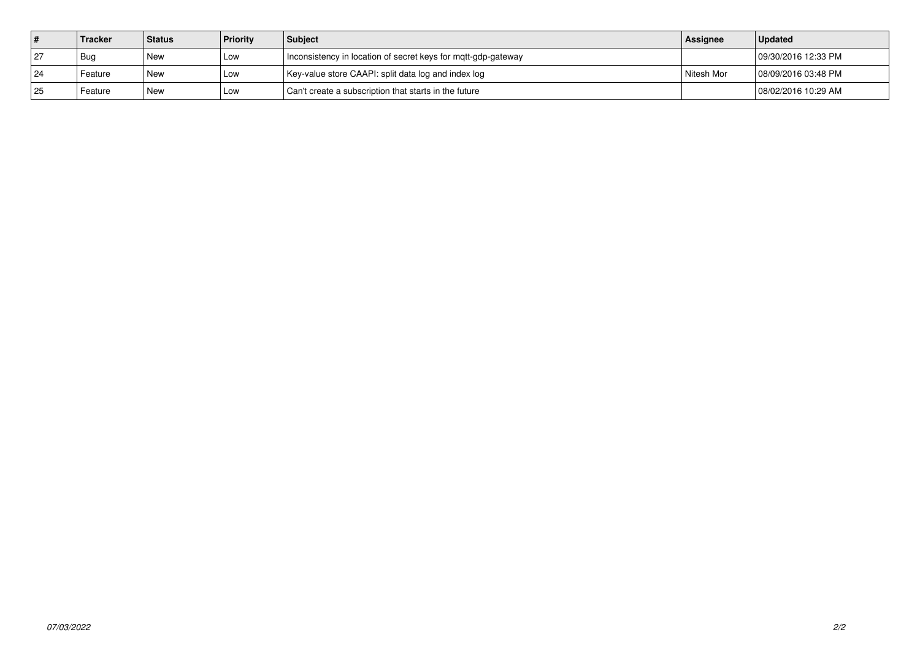| # | Tracker | Status | Priority | Subject | Assignee | Updated |
| --- | --- | --- | --- | --- | --- | --- |
| 27 | Bug | New | Low | Inconsistency in location of secret keys for mqtt-gdp-gateway | | 09/30/2016 12:33 PM |
| 24 | Feature | New | Low | Key-value store CAAPI: split data log and index log | Nitesh Mor | 08/09/2016 03:48 PM |
| 25 | Feature | New | Low | Can't create a subscription that starts in the future | | 08/02/2016 10:29 AM |